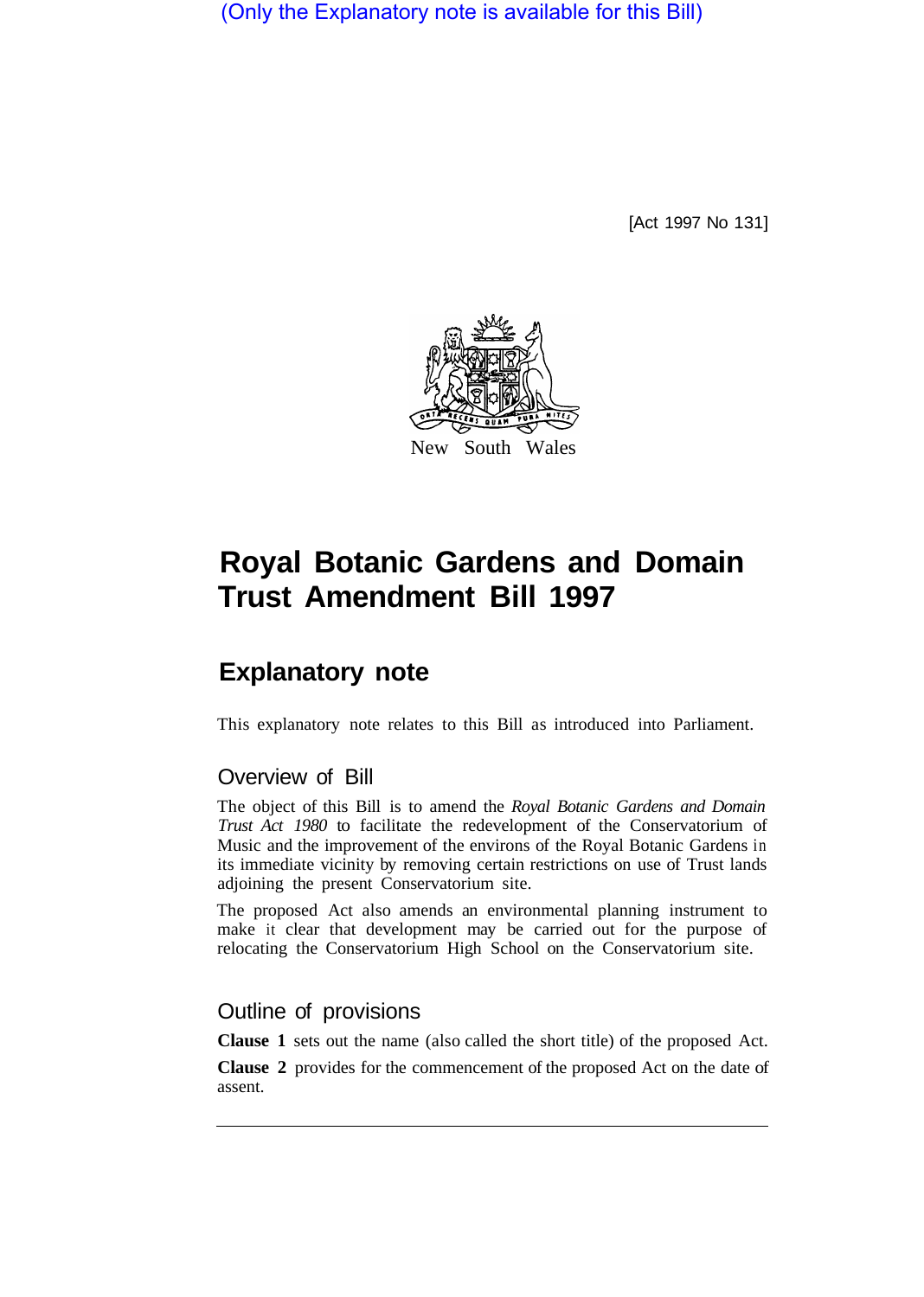(Only the Explanatory note is available for this Bill)

[Act 1997 No 131]

New South Wales

# Royal Botanic Gardens and Domain Trust Amendment Bill 1997

## Explanatory note

This explanatory note relates to this Bill as introduced into Parliament.

### Overview of Bill

The object of this Bill is to amend the *Royal Botanic Gardens and Domain Trust Act 1980* to facilitate the redevelopment of the Conservatorium of Music and the improvement of the environs of the Royal Botanic Gardens in its immediate vicinity by removing certain restrictions on use of Trust lands adjoining the present Conservatorium site.

The proposed Act also amends an environmental planning instrument to make it clear that development may be carried out for the purpose of relocating the Conservatorium High School on the Conservatorium site.

### Outline of provisions

**Clause 1** sets out the name (also called the short title) of the proposed Act.

**Clause 2** provides for the commencement of the proposed Act on the date of assent.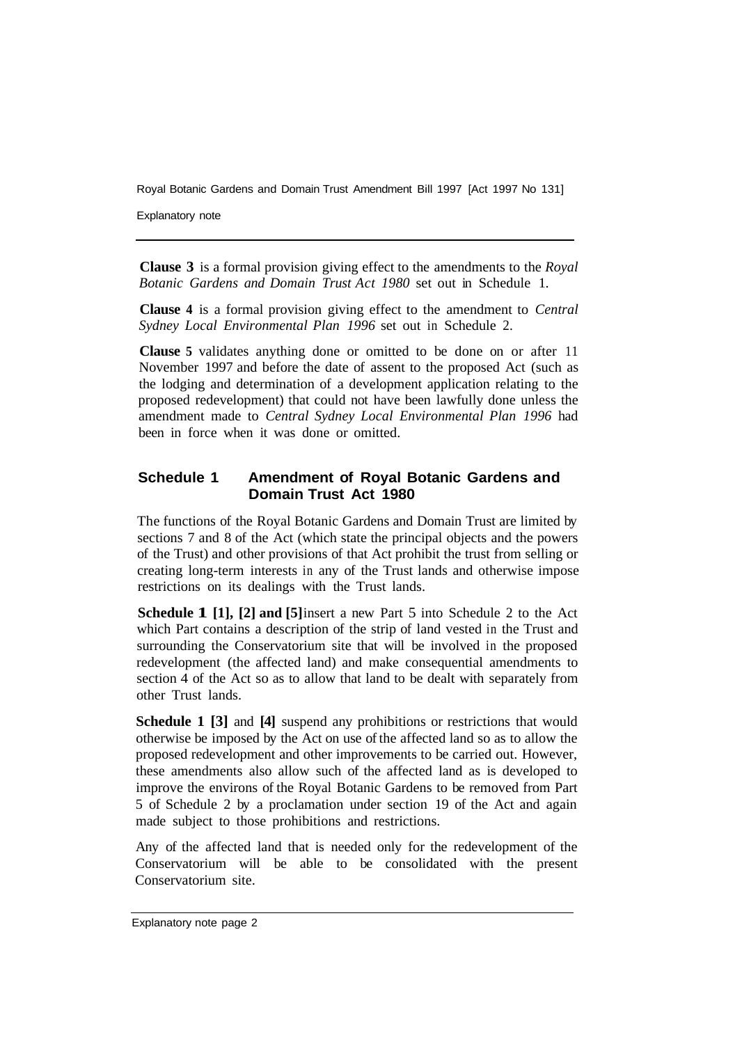**Clause 3** is a formal provision giving effect to the amendments to the *Royal Botanic Gardens and Domain Trust Act 1980* set out in Schedule 1.

**Clause 4** is a formal provision giving effect to the amendment to *Central Sydney Local Environmental Plan 1996* set out in Schedule 2.

**Clause 5** validates anything done or omitted to be done on or after 11 November 1997 and before the date of assent to the proposed Act (such as the lodging and determination of a development application relating to the proposed redevelopment) that could not have been lawfully done unless the amendment made to *Central Sydney Local Environmental Plan 1996* had been in force when it was done or omitted.

## Schedule 1 Amendment of Royal Botanic Gardens and Domain Trust Act 1980

The functions of the Royal Botanic Gardens and Domain Trust are limited by sections 7 and 8 of the Act (which state the principal objects and the powers of the Trust) and other provisions of that Act prohibit the trust from selling or creating long-term interests in any of the Trust lands and otherwise impose restrictions on its dealings with the Trust lands.

**Schedule 1 [1], [2] and [5]** insert a new Part 5 into Schedule 2 to the Act which Part contains a description of the strip of land vested in the Trust and surrounding the Conservatorium site that will be involved in the proposed redevelopment (the affected land) and make consequential amendments to section 4 of the Act so as to allow that land to be dealt with separately from other Trust lands.

**Schedule 1 [3]** and **[4]** suspend any prohibitions or restrictions that would otherwise be imposed by the Act on use of the affected land so as to allow the proposed redevelopment and other improvements to be carried out. However, these amendments also allow such of the affected land as is developed to improve the environs of the Royal Botanic Gardens to be removed from Part 5 of Schedule 2 by a proclamation under section 19 of the Act and again made subject to those prohibitions and restrictions.

Any of the affected land that is needed only for the redevelopment of the Conservatorium will be able to be consolidated with the present Conservatorium site.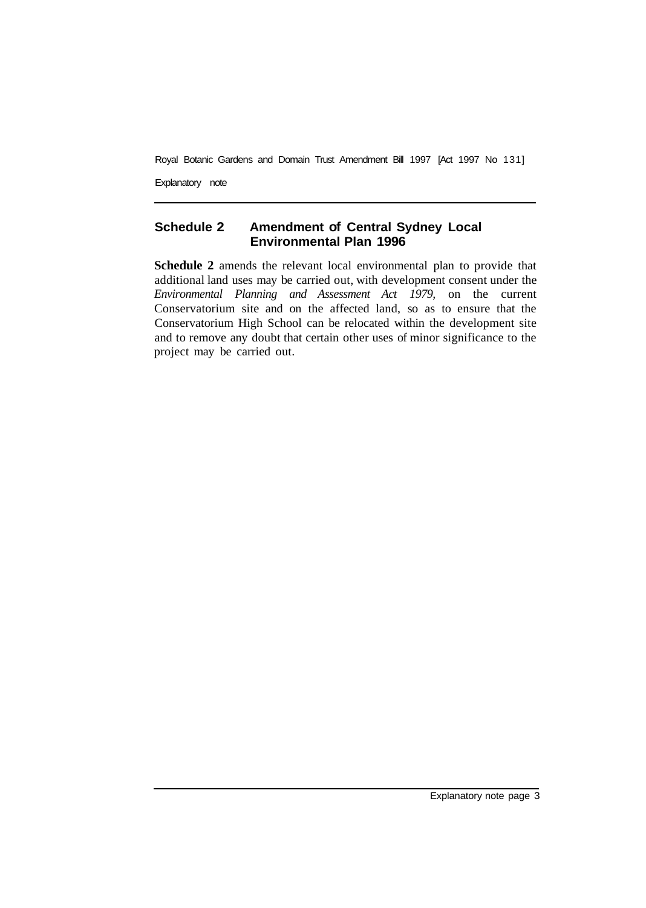## Schedule 2 Amendment of Central Sydney Local Environmental Plan 1996

**Schedule 2** amends the relevant local environmental plan to provide that additional land uses may be carried out, with development consent under the *Environmental Planning and Assessment Act 1979,* on the current Conservatorium site and on the affected land, so as to ensure that the Conservatorium High School can be relocated within the development site and to remove any doubt that certain other uses of minor significance to the project may be carried out.